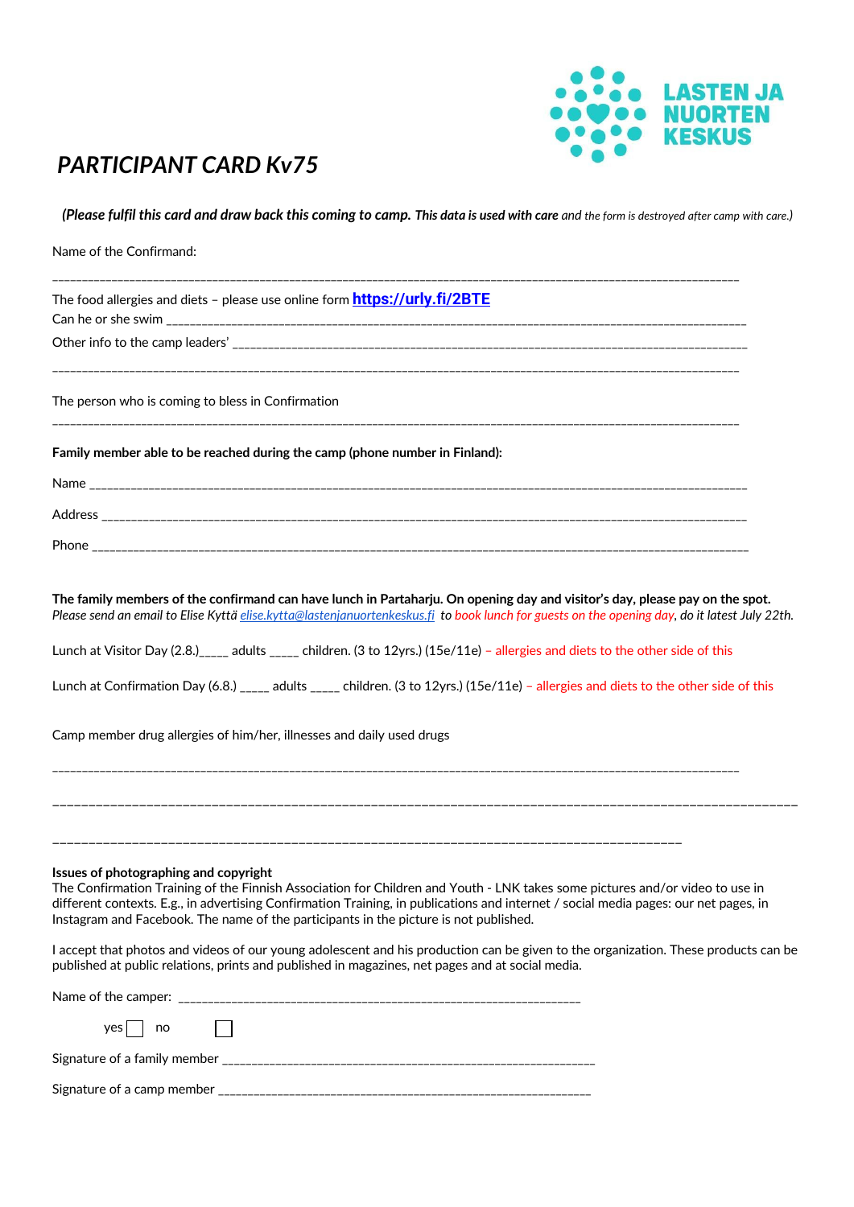LASTEN JA NUORTEN KESKUS

# *PARTICIPANT CARD Kv75*

*(Please fulfil this card and draw back this coming to camp. This data is used with care and the form is destroyed after camp with care.)*

Name of the Confirmand:

_______________________________________________________________________________________________

The food allergies and diets – please use online form **https://urly.fi/2BTE**

Can he or she swim _______________________________________________________________________________

Other info to the camp leaders' ____________________________________________________________________

_______________________________________________________________________________________________

The person who is coming to bless in Confirmation

_______________________________________________________________________________________________

**Family member able to be reached during the camp (phone number in Finland):**

Name _________________________________________________________________________________________

Address _______________________________________________________________________________________

Phone _________________________________________________________________________________________

**The family members of the confirmand can have lunch in Partaharju. On opening day and visitor's day, please pay on the spot.**
*Please send an email to Elise Kyttä elise.kytta@lastenjanuortenkeskus.fi to book lunch for guests on the opening day, do it latest July 22th.*

Lunch at Visitor Day (2.8.)_____ adults _____ children. (3 to 12yrs.) (15e/11e) – allergies and diets to the other side of this

Lunch at Confirmation Day (6.8.) _____ adults _____ children. (3 to 12yrs.) (15e/11e) – allergies and diets to the other side of this

Camp member drug allergies of him/her, illnesses and daily used drugs

_______________________________________________________________________________________________

_______________________________________________________________________________________________

_______________________________________________________________________________

**Issues of photographing and copyright**
The Confirmation Training of the Finnish Association for Children and Youth - LNK takes some pictures and/or video to use in different contexts. E.g., in advertising Confirmation Training, in publications and internet / social media pages: our net pages, in Instagram and Facebook. The name of the participants in the picture is not published.

I accept that photos and videos of our young adolescent and his production can be given to the organization. These products can be published at public relations, prints and published in magazines, net pages and at social media.

Name of the camper: _____________________________________________________________

yes ☐ no ☐

Signature of a family member ______________________________________________________

Signature of a camp member ______________________________________________________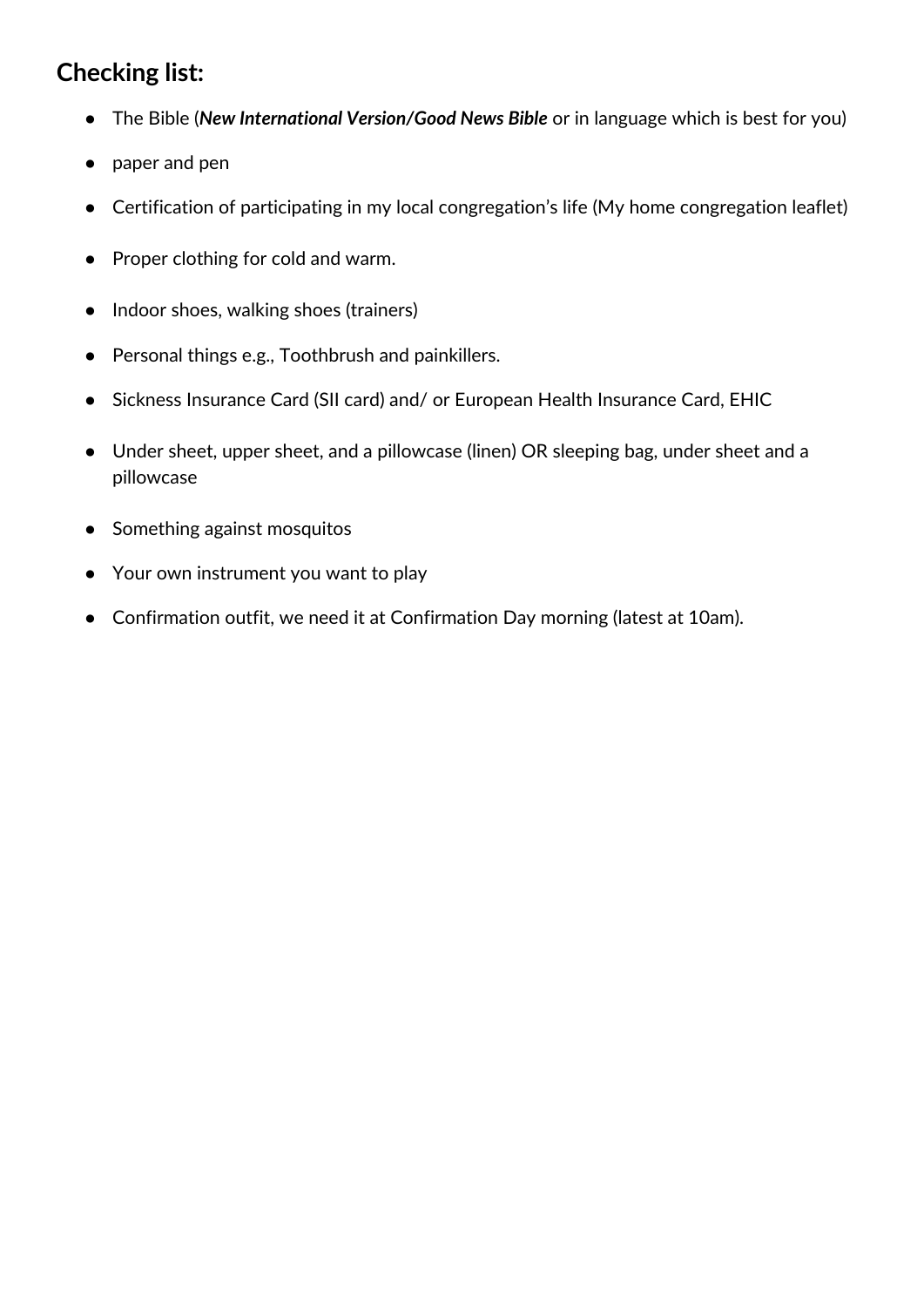## Checking list:

- The Bible (***New International Version/Good News Bible*** or in language which is best for you)
- paper and pen
- Certification of participating in my local congregation's life (My home congregation leaflet)
- Proper clothing for cold and warm.
- Indoor shoes, walking shoes (trainers)
- Personal things e.g., Toothbrush and painkillers.
- Sickness Insurance Card (SII card) and/ or European Health Insurance Card, EHIC
- Under sheet, upper sheet, and a pillowcase (linen) OR sleeping bag, under sheet and a pillowcase
- Something against mosquitos
- Your own instrument you want to play
- Confirmation outfit, we need it at Confirmation Day morning (latest at 10am).